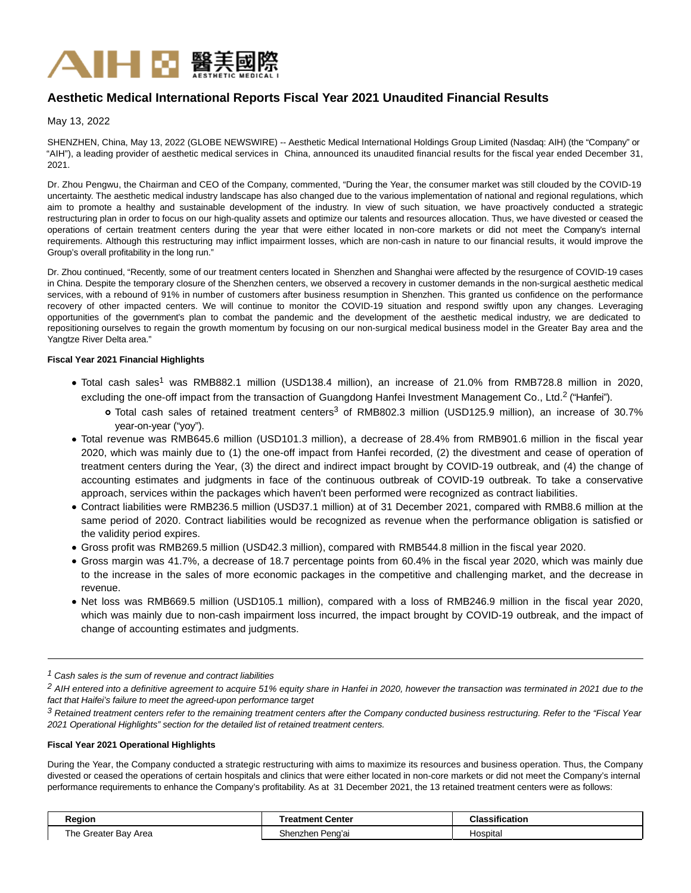# Aesthetic Medical International Reports Fiscal Year 2021 Unaudited Financial Results

May 13, 2022

SHENZHEN, China, May 13, 2022 (GLOBE NEWSWIRE) -- Aesthetic Medical International Holdings Group Limited (Nasdaq: AIH) (the "Company" or "AIH"), a leading provider of aesthetic medical services in China, announced its unaudited financial results for the fiscal year ended December 31, 2021.

Dr. Zhou Pengwu, the Chairman and CEO of the Company, commented, "During the Year, the consumer market was still clouded by the COVID-19 uncertainty. The aesthetic medical industry landscape has also changed due to the various implementation of national and regional regulations, which aim to promote a healthy and sustainable development of the industry. In view of such situation, we have proactively conducted a strategic restructuring plan in order to focus on our high-quality assets and optimize our talents and resources allocation. Thus, we have divested or ceased the operations of certain treatment centers during the year that were either located in non-core markets or did not meet the Company's internal requirements. Although this restructuring may inflict impairment losses, which are non-cash in nature to our financial results, it would improve the Group's overall profitability in the long run."

Dr. Zhou continued, "Recently, some of our treatment centers located in Shenzhen and Shanghai were affected by the resurgence of COVID-19 cases in China. Despite the temporary closure of the Shenzhen centers, we observed a recovery in customer demands in the non-surgical aesthetic medical services, with a rebound of 91% in number of customers after business resumption in Shenzhen. This granted us confidence on the performance recovery of other impacted centers. We will continue to monitor the COVID-19 situation and respond swiftly upon any changes. Leveraging opportunities of the government's plan to combat the pandemic and the development of the aesthetic medical industry, we are dedicated to repositioning ourselves to regain the growth momentum by focusing on our non-surgical medical business model in the Greater Bay area and the Yangtze River Delta area."

**Fiscal Year 2021 Financial Highlights**

- Total cash sales[1] was RMB882.1 million (USD138.4 million), an increase of 21.0% from RMB728.8 million in 2020, excluding the one-off impact from the transaction of Guangdong Hanfei Investment Management Co., Ltd.[2] ("Hanfei").
  - Total cash sales of retained treatment centers[3] of RMB802.3 million (USD125.9 million), an increase of 30.7% year-on-year ("yoy").
- Total revenue was RMB645.6 million (USD101.3 million), a decrease of 28.4% from RMB901.6 million in the fiscal year 2020, which was mainly due to (1) the one-off impact from Hanfei recorded, (2) the divestment and cease of operation of treatment centers during the Year, (3) the direct and indirect impact brought by COVID-19 outbreak, and (4) the change of accounting estimates and judgments in face of the continuous outbreak of COVID-19 outbreak. To take a conservative approach, services within the packages which haven't been performed were recognized as contract liabilities.
- Contract liabilities were RMB236.5 million (USD37.1 million) at of 31 December 2021, compared with RMB8.6 million at the same period of 2020. Contract liabilities would be recognized as revenue when the performance obligation is satisfied or the validity period expires.
- Gross profit was RMB269.5 million (USD42.3 million), compared with RMB544.8 million in the fiscal year 2020.
- Gross margin was 41.7%, a decrease of 18.7 percentage points from 60.4% in the fiscal year 2020, which was mainly due to the increase in the sales of more economic packages in the competitive and challenging market, and the decrease in revenue.
- Net loss was RMB669.5 million (USD105.1 million), compared with a loss of RMB246.9 million in the fiscal year 2020, which was mainly due to non-cash impairment loss incurred, the impact brought by COVID-19 outbreak, and the impact of change of accounting estimates and judgments.

---

*[1] Cash sales is the sum of revenue and contract liabilities*

*[2] AIH entered into a definitive agreement to acquire 51% equity share in Hanfei in 2020, however the transaction was terminated in 2021 due to the fact that Haifei's failure to meet the agreed-upon performance target*

*[3] Retained treatment centers refer to the remaining treatment centers after the Company conducted business restructuring. Refer to the "Fiscal Year 2021 Operational Highlights" section for the detailed list of retained treatment centers.*

**Fiscal Year 2021 Operational Highlights**

During the Year, the Company conducted a strategic restructuring with aims to maximize its resources and business operation. Thus, the Company divested or ceased the operations of certain hospitals and clinics that were either located in non-core markets or did not meet the Company's internal performance requirements to enhance the Company's profitability. As at 31 December 2021, the 13 retained treatment centers were as follows:

| Region | Treatment Center | Classification |
| --- | --- | --- |
| The Greater Bay Area | Shenzhen Peng'ai | Hospital |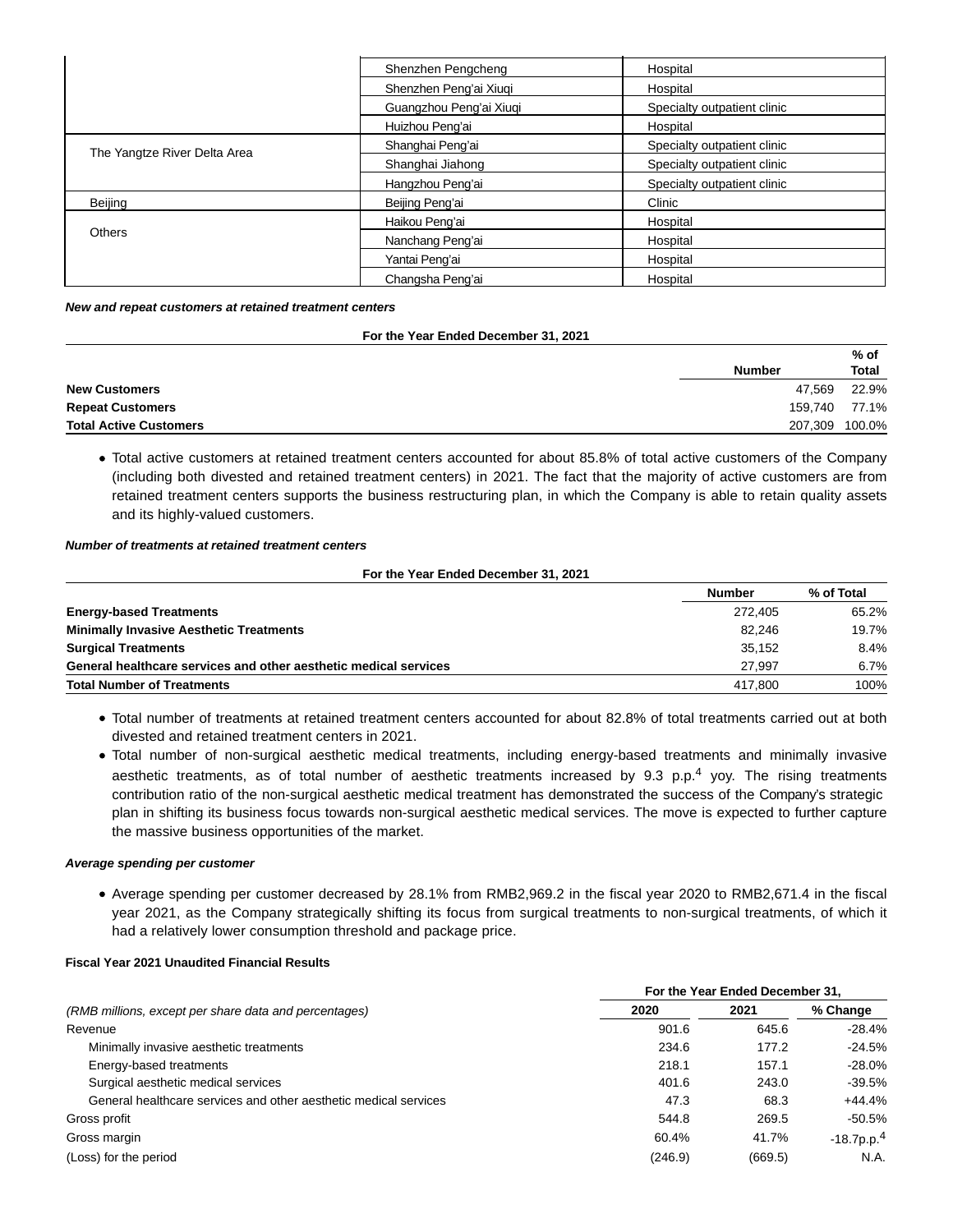| | | |
|---|---|---|
| | Shenzhen Pengcheng | Hospital |
| | Shenzhen Peng'ai Xiuqi | Hospital |
| | Guangzhou Peng'ai Xiuqi | Specialty outpatient clinic |
| | Huizhou Peng'ai | Hospital |
| The Yangtze River Delta Area | Shanghai Peng'ai | Specialty outpatient clinic |
| | Shanghai Jiahong | Specialty outpatient clinic |
| | Hangzhou Peng'ai | Specialty outpatient clinic |
| Beijing | Beijing Peng'ai | Clinic |
| Others | Haikou Peng'ai | Hospital |
| | Nanchang Peng'ai | Hospital |
| | Yantai Peng'ai | Hospital |
| | Changsha Peng'ai | Hospital |

***New and repeat customers at retained treatment centers***

| For the Year Ended December 31, 2021 | | |
|---|---|---|
| | **Number** | **% of Total** |
| **New Customers** | 47,569 | 22.9% |
| **Repeat Customers** | 159,740 | 77.1% |
| **Total Active Customers** | 207,309 | 100.0% |

- Total active customers at retained treatment centers accounted for about 85.8% of total active customers of the Company (including both divested and retained treatment centers) in 2021. The fact that the majority of active customers are from retained treatment centers supports the business restructuring plan, in which the Company is able to retain quality assets and its highly-valued customers.

***Number of treatments at retained treatment centers***

| For the Year Ended December 31, 2021 | | |
|---|---|---|
| | **Number** | **% of Total** |
| **Energy-based Treatments** | 272,405 | 65.2% |
| **Minimally Invasive Aesthetic Treatments** | 82,246 | 19.7% |
| **Surgical Treatments** | 35,152 | 8.4% |
| **General healthcare services and other aesthetic medical services** | 27,997 | 6.7% |
| **Total Number of Treatments** | 417,800 | 100% |

- Total number of treatments at retained treatment centers accounted for about 82.8% of total treatments carried out at both divested and retained treatment centers in 2021.
- Total number of non-surgical aesthetic medical treatments, including energy-based treatments and minimally invasive aesthetic treatments, as of total number of aesthetic treatments increased by 9.3 p.p.[4] yoy. The rising treatments contribution ratio of the non-surgical aesthetic medical treatment has demonstrated the success of the Company's strategic plan in shifting its business focus towards non-surgical aesthetic medical services. The move is expected to further capture the massive business opportunities of the market.

***Average spending per customer***

- Average spending per customer decreased by 28.1% from RMB2,969.2 in the fiscal year 2020 to RMB2,671.4 in the fiscal year 2021, as the Company strategically shifting its focus from surgical treatments to non-surgical treatments, of which it had a relatively lower consumption threshold and package price.

**Fiscal Year 2021 Unaudited Financial Results**

| | For the Year Ended December 31, | | |
|---|---|---|---|
| *(RMB millions, except per share data and percentages)* | **2020** | **2021** | **% Change** |
| Revenue | 901.6 | 645.6 | -28.4% |
| Minimally invasive aesthetic treatments | 234.6 | 177.2 | -24.5% |
| Energy-based treatments | 218.1 | 157.1 | -28.0% |
| Surgical aesthetic medical services | 401.6 | 243.0 | -39.5% |
| General healthcare services and other aesthetic medical services | 47.3 | 68.3 | +44.4% |
| Gross profit | 544.8 | 269.5 | -50.5% |
| Gross margin | 60.4% | 41.7% | -18.7p.p.[4] |
| (Loss) for the period | (246.9) | (669.5) | N.A. |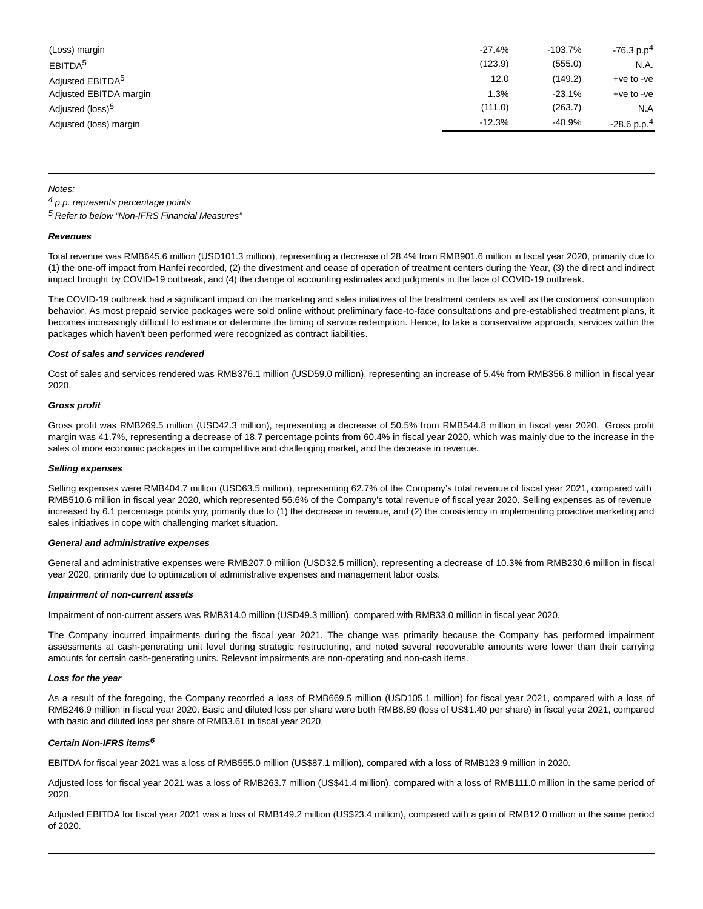| | | | |
|---|---|---|---|
| (Loss) margin | -27.4% | -103.7% | -76.3 p.p[4] |
| EBITDA[5] | (123.9) | (555.0) | N.A. |
| Adjusted EBITDA[5] | 12.0 | (149.2) | +ve to -ve |
| Adjusted EBITDA margin | 1.3% | -23.1% | +ve to -ve |
| Adjusted (loss)[5] | (111.0) | (263.7) | N.A |
| Adjusted (loss) margin | -12.3% | -40.9% | -28.6 p.p.[4] |

*Notes:*

*[4] p.p. represents percentage points*

*[5] Refer to below "Non-IFRS Financial Measures"*

***Revenues***

Total revenue was RMB645.6 million (USD101.3 million), representing a decrease of 28.4% from RMB901.6 million in fiscal year 2020, primarily due to (1) the one-off impact from Hanfei recorded, (2) the divestment and cease of operation of treatment centers during the Year, (3) the direct and indirect impact brought by COVID-19 outbreak, and (4) the change of accounting estimates and judgments in the face of COVID-19 outbreak.

The COVID-19 outbreak had a significant impact on the marketing and sales initiatives of the treatment centers as well as the customers' consumption behavior. As most prepaid service packages were sold online without preliminary face-to-face consultations and pre-established treatment plans, it becomes increasingly difficult to estimate or determine the timing of service redemption. Hence, to take a conservative approach, services within the packages which haven't been performed were recognized as contract liabilities.

***Cost of sales and services rendered***

Cost of sales and services rendered was RMB376.1 million (USD59.0 million), representing an increase of 5.4% from RMB356.8 million in fiscal year 2020.

***Gross profit***

Gross profit was RMB269.5 million (USD42.3 million), representing a decrease of 50.5% from RMB544.8 million in fiscal year 2020. Gross profit margin was 41.7%, representing a decrease of 18.7 percentage points from 60.4% in fiscal year 2020, which was mainly due to the increase in the sales of more economic packages in the competitive and challenging market, and the decrease in revenue.

***Selling expenses***

Selling expenses were RMB404.7 million (USD63.5 million), representing 62.7% of the Company's total revenue of fiscal year 2021, compared with RMB510.6 million in fiscal year 2020, which represented 56.6% of the Company's total revenue of fiscal year 2020. Selling expenses as of revenue increased by 6.1 percentage points yoy, primarily due to (1) the decrease in revenue, and (2) the consistency in implementing proactive marketing and sales initiatives in cope with challenging market situation.

***General and administrative expenses***

General and administrative expenses were RMB207.0 million (USD32.5 million), representing a decrease of 10.3% from RMB230.6 million in fiscal year 2020, primarily due to optimization of administrative expenses and management labor costs.

***Impairment of non-current assets***

Impairment of non-current assets was RMB314.0 million (USD49.3 million), compared with RMB33.0 million in fiscal year 2020.

The Company incurred impairments during the fiscal year 2021. The change was primarily because the Company has performed impairment assessments at cash-generating unit level during strategic restructuring, and noted several recoverable amounts were lower than their carrying amounts for certain cash-generating units. Relevant impairments are non-operating and non-cash items.

***Loss for the year***

As a result of the foregoing, the Company recorded a loss of RMB669.5 million (USD105.1 million) for fiscal year 2021, compared with a loss of RMB246.9 million in fiscal year 2020. Basic and diluted loss per share were both RMB8.89 (loss of US$1.40 per share) in fiscal year 2021, compared with basic and diluted loss per share of RMB3.61 in fiscal year 2020.

***Certain Non-IFRS items[6]***

EBITDA for fiscal year 2021 was a loss of RMB555.0 million (US$87.1 million), compared with a loss of RMB123.9 million in 2020.

Adjusted loss for fiscal year 2021 was a loss of RMB263.7 million (US$41.4 million), compared with a loss of RMB111.0 million in the same period of 2020.

Adjusted EBITDA for fiscal year 2021 was a loss of RMB149.2 million (US$23.4 million), compared with a gain of RMB12.0 million in the same period of 2020.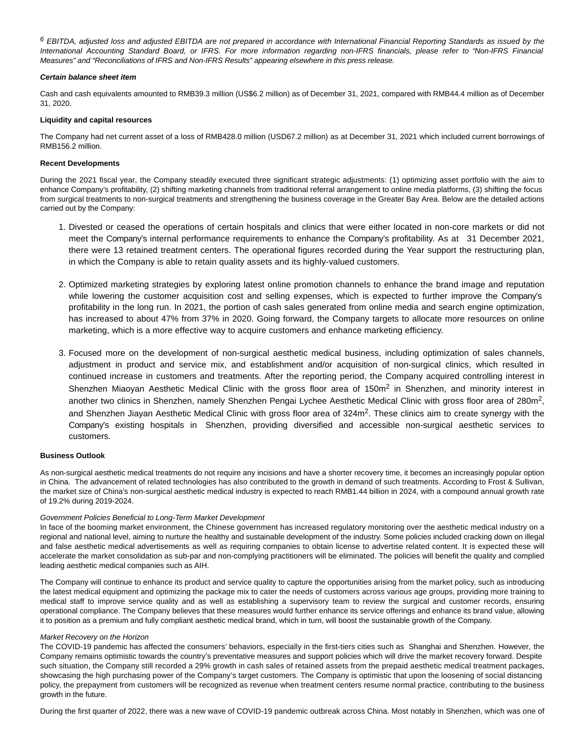[6] *EBITDA, adjusted loss and adjusted EBITDA are not prepared in accordance with International Financial Reporting Standards as issued by the International Accounting Standard Board, or IFRS. For more information regarding non-IFRS financials, please refer to "Non-IFRS Financial Measures" and "Reconciliations of IFRS and Non-IFRS Results" appearing elsewhere in this press release.*

***Certain balance sheet item***

Cash and cash equivalents amounted to RMB39.3 million (US$6.2 million) as of December 31, 2021, compared with RMB44.4 million as of December 31, 2020.

**Liquidity and capital resources**

The Company had net current asset of a loss of RMB428.0 million (USD67.2 million) as at December 31, 2021 which included current borrowings of RMB156.2 million.

**Recent Developments**

During the 2021 fiscal year, the Company steadily executed three significant strategic adjustments: (1) optimizing asset portfolio with the aim to enhance Company's profitability, (2) shifting marketing channels from traditional referral arrangement to online media platforms, (3) shifting the focus from surgical treatments to non-surgical treatments and strengthening the business coverage in the Greater Bay Area. Below are the detailed actions carried out by the Company:

1. Divested or ceased the operations of certain hospitals and clinics that were either located in non-core markets or did not meet the Company's internal performance requirements to enhance the Company's profitability. As at 31 December 2021, there were 13 retained treatment centers. The operational figures recorded during the Year support the restructuring plan, in which the Company is able to retain quality assets and its highly-valued customers.

2. Optimized marketing strategies by exploring latest online promotion channels to enhance the brand image and reputation while lowering the customer acquisition cost and selling expenses, which is expected to further improve the Company's profitability in the long run. In 2021, the portion of cash sales generated from online media and search engine optimization, has increased to about 47% from 37% in 2020. Going forward, the Company targets to allocate more resources on online marketing, which is a more effective way to acquire customers and enhance marketing efficiency.

3. Focused more on the development of non-surgical aesthetic medical business, including optimization of sales channels, adjustment in product and service mix, and establishment and/or acquisition of non-surgical clinics, which resulted in continued increase in customers and treatments. After the reporting period, the Company acquired controlling interest in Shenzhen Miaoyan Aesthetic Medical Clinic with the gross floor area of 150m$^2$ in Shenzhen, and minority interest in another two clinics in Shenzhen, namely Shenzhen Pengai Lychee Aesthetic Medical Clinic with gross floor area of 280m$^2$, and Shenzhen Jiayan Aesthetic Medical Clinic with gross floor area of 324m$^2$. These clinics aim to create synergy with the Company's existing hospitals in Shenzhen, providing diversified and accessible non-surgical aesthetic services to customers.

**Business Outlook**

As non-surgical aesthetic medical treatments do not require any incisions and have a shorter recovery time, it becomes an increasingly popular option in China. The advancement of related technologies has also contributed to the growth in demand of such treatments. According to Frost & Sullivan, the market size of China's non-surgical aesthetic medical industry is expected to reach RMB1.44 billion in 2024, with a compound annual growth rate of 19.2% during 2019-2024.

*Government Policies Beneficial to Long-Term Market Development*

In face of the booming market environment, the Chinese government has increased regulatory monitoring over the aesthetic medical industry on a regional and national level, aiming to nurture the healthy and sustainable development of the industry. Some policies included cracking down on illegal and false aesthetic medical advertisements as well as requiring companies to obtain license to advertise related content. It is expected these will accelerate the market consolidation as sub-par and non-complying practitioners will be eliminated. The policies will benefit the quality and complied leading aesthetic medical companies such as AIH.

The Company will continue to enhance its product and service quality to capture the opportunities arising from the market policy, such as introducing the latest medical equipment and optimizing the package mix to cater the needs of customers across various age groups, providing more training to medical staff to improve service quality and as well as establishing a supervisory team to review the surgical and customer records, ensuring operational compliance. The Company believes that these measures would further enhance its service offerings and enhance its brand value, allowing it to position as a premium and fully compliant aesthetic medical brand, which in turn, will boost the sustainable growth of the Company.

*Market Recovery on the Horizon*

The COVID-19 pandemic has affected the consumers' behaviors, especially in the first-tiers cities such as Shanghai and Shenzhen. However, the Company remains optimistic towards the country's preventative measures and support policies which will drive the market recovery forward. Despite such situation, the Company still recorded a 29% growth in cash sales of retained assets from the prepaid aesthetic medical treatment packages, showcasing the high purchasing power of the Company's target customers. The Company is optimistic that upon the loosening of social distancing policy, the prepayment from customers will be recognized as revenue when treatment centers resume normal practice, contributing to the business growth in the future.

During the first quarter of 2022, there was a new wave of COVID-19 pandemic outbreak across China. Most notably in Shenzhen, which was one of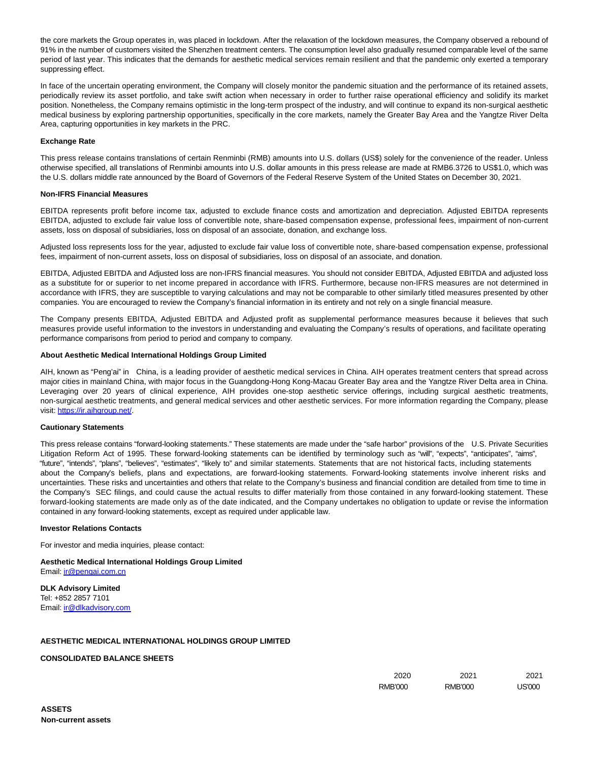the core markets the Group operates in, was placed in lockdown. After the relaxation of the lockdown measures, the Company observed a rebound of 91% in the number of customers visited the Shenzhen treatment centers. The consumption level also gradually resumed comparable level of the same period of last year. This indicates that the demands for aesthetic medical services remain resilient and that the pandemic only exerted a temporary suppressing effect.

In face of the uncertain operating environment, the Company will closely monitor the pandemic situation and the performance of its retained assets, periodically review its asset portfolio, and take swift action when necessary in order to further raise operational efficiency and solidify its market position. Nonetheless, the Company remains optimistic in the long-term prospect of the industry, and will continue to expand its non-surgical aesthetic medical business by exploring partnership opportunities, specifically in the core markets, namely the Greater Bay Area and the Yangtze River Delta Area, capturing opportunities in key markets in the PRC.

**Exchange Rate**

This press release contains translations of certain Renminbi (RMB) amounts into U.S. dollars (US$) solely for the convenience of the reader. Unless otherwise specified, all translations of Renminbi amounts into U.S. dollar amounts in this press release are made at RMB6.3726 to US$1.0, which was the U.S. dollars middle rate announced by the Board of Governors of the Federal Reserve System of the United States on December 30, 2021.

**Non-IFRS Financial Measures**

EBITDA represents profit before income tax, adjusted to exclude finance costs and amortization and depreciation. Adjusted EBITDA represents EBITDA, adjusted to exclude fair value loss of convertible note, share-based compensation expense, professional fees, impairment of non-current assets, loss on disposal of subsidiaries, loss on disposal of an associate, donation, and exchange loss.

Adjusted loss represents loss for the year, adjusted to exclude fair value loss of convertible note, share-based compensation expense, professional fees, impairment of non-current assets, loss on disposal of subsidiaries, loss on disposal of an associate, and donation.

EBITDA, Adjusted EBITDA and Adjusted loss are non-IFRS financial measures. You should not consider EBITDA, Adjusted EBITDA and adjusted loss as a substitute for or superior to net income prepared in accordance with IFRS. Furthermore, because non-IFRS measures are not determined in accordance with IFRS, they are susceptible to varying calculations and may not be comparable to other similarly titled measures presented by other companies. You are encouraged to review the Company's financial information in its entirety and not rely on a single financial measure.

The Company presents EBITDA, Adjusted EBITDA and Adjusted profit as supplemental performance measures because it believes that such measures provide useful information to the investors in understanding and evaluating the Company's results of operations, and facilitate operating performance comparisons from period to period and company to company.

**About Aesthetic Medical International Holdings Group Limited**

AIH, known as "Peng'ai" in China, is a leading provider of aesthetic medical services in China. AIH operates treatment centers that spread across major cities in mainland China, with major focus in the Guangdong-Hong Kong-Macau Greater Bay area and the Yangtze River Delta area in China. Leveraging over 20 years of clinical experience, AIH provides one-stop aesthetic service offerings, including surgical aesthetic treatments, non-surgical aesthetic treatments, and general medical services and other aesthetic services. For more information regarding the Company, please visit: https://ir.aihgroup.net/.

**Cautionary Statements**

This press release contains "forward-looking statements." These statements are made under the "safe harbor" provisions of the U.S. Private Securities Litigation Reform Act of 1995. These forward-looking statements can be identified by terminology such as "will", "expects", "anticipates", "aims", "future", "intends", "plans", "believes", "estimates", "likely to" and similar statements. Statements that are not historical facts, including statements about the Company's beliefs, plans and expectations, are forward-looking statements. Forward-looking statements involve inherent risks and uncertainties. These risks and uncertainties and others that relate to the Company's business and financial condition are detailed from time to time in the Company's SEC filings, and could cause the actual results to differ materially from those contained in any forward-looking statement. These forward-looking statements are made only as of the date indicated, and the Company undertakes no obligation to update or revise the information contained in any forward-looking statements, except as required under applicable law.

**Investor Relations Contacts**

For investor and media inquiries, please contact:

**Aesthetic Medical International Holdings Group Limited**
Email: ir@pengai.com.cn

**DLK Advisory Limited**
Tel: +852 2857 7101
Email: ir@dlkadvisory.com

**AESTHETIC MEDICAL INTERNATIONAL HOLDINGS GROUP LIMITED**

**CONSOLIDATED BALANCE SHEETS**

| | 2020 | 2021 | 2021 |
|---|---|---|---|
| | RMB'000 | RMB'000 | US'000 |
| **ASSETS** | | | |
| **Non-current assets** | | | |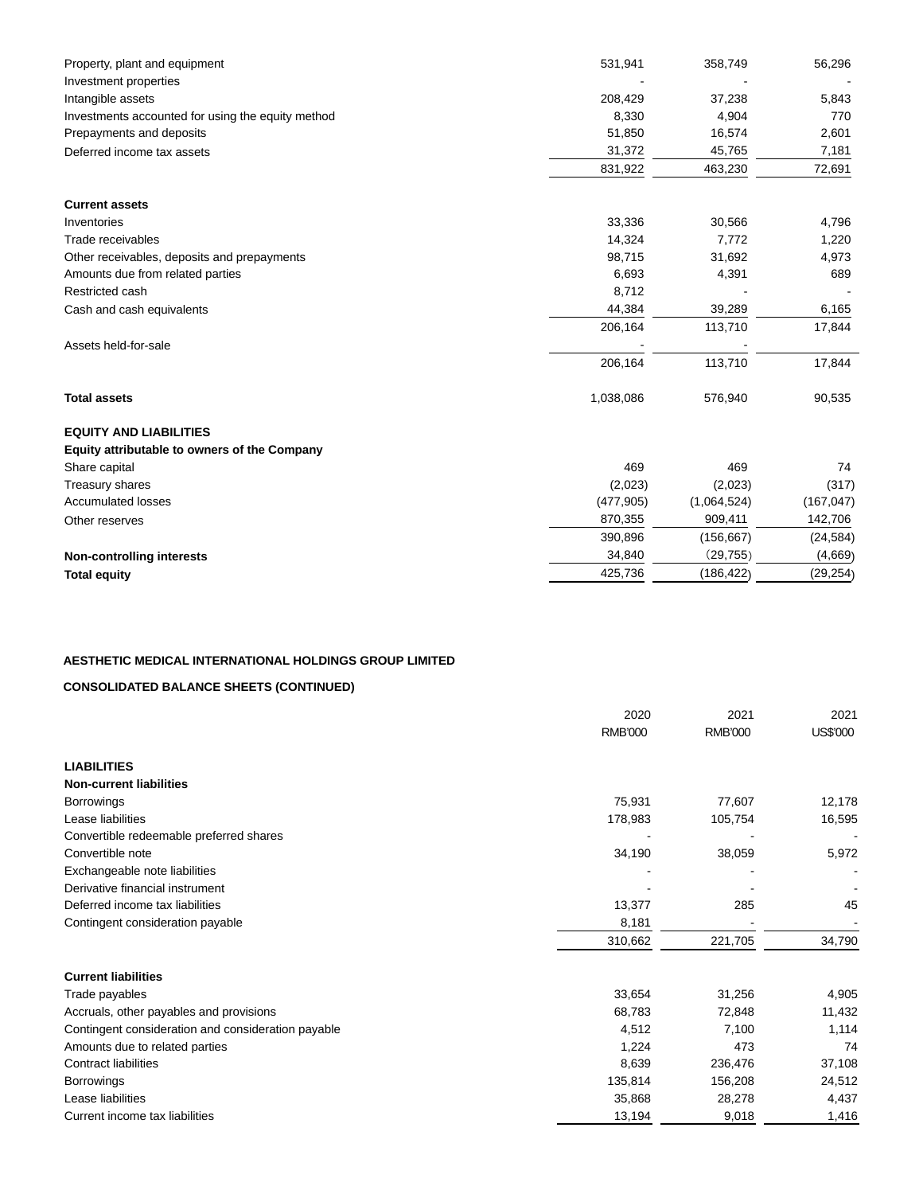| | | | |
|---|---|---|---|
| Property, plant and equipment | 531,941 | 358,749 | 56,296 |
| Investment properties | - | - | - |
| Intangible assets | 208,429 | 37,238 | 5,843 |
| Investments accounted for using the equity method | 8,330 | 4,904 | 770 |
| Prepayments and deposits | 51,850 | 16,574 | 2,601 |
| Deferred income tax assets | 31,372 | 45,765 | 7,181 |
| | 831,922 | 463,230 | 72,691 |
| **Current assets** | | | |
| Inventories | 33,336 | 30,566 | 4,796 |
| Trade receivables | 14,324 | 7,772 | 1,220 |
| Other receivables, deposits and prepayments | 98,715 | 31,692 | 4,973 |
| Amounts due from related parties | 6,693 | 4,391 | 689 |
| Restricted cash | 8,712 | - | - |
| Cash and cash equivalents | 44,384 | 39,289 | 6,165 |
| | 206,164 | 113,710 | 17,844 |
| Assets held-for-sale | - | - | |
| | 206,164 | 113,710 | 17,844 |
| **Total assets** | 1,038,086 | 576,940 | 90,535 |
| **EQUITY AND LIABILITIES** | | | |
| **Equity attributable to owners of the Company** | | | |
| Share capital | 469 | 469 | 74 |
| Treasury shares | (2,023) | (2,023) | (317) |
| Accumulated losses | (477,905) | (1,064,524) | (167,047) |
| Other reserves | 870,355 | 909,411 | 142,706 |
| | 390,896 | (156,667) | (24,584) |
| **Non-controlling interests** | 34,840 | (29,755) | (4,669) |
| **Total equity** | 425,736 | (186,422) | (29,254) |

**AESTHETIC MEDICAL INTERNATIONAL HOLDINGS GROUP LIMITED**

**CONSOLIDATED BALANCE SHEETS (CONTINUED)**

| | 2020 | 2021 | 2021 |
|---|---|---|---|
| | RMB'000 | RMB'000 | US$'000 |
| **LIABILITIES** | | | |
| **Non-current liabilities** | | | |
| Borrowings | 75,931 | 77,607 | 12,178 |
| Lease liabilities | 178,983 | 105,754 | 16,595 |
| Convertible redeemable preferred shares | - | - | - |
| Convertible note | 34,190 | 38,059 | 5,972 |
| Exchangeable note liabilities | - | - | - |
| Derivative financial instrument | - | - | - |
| Deferred income tax liabilities | 13,377 | 285 | 45 |
| Contingent consideration payable | 8,181 | - | - |
| | 310,662 | 221,705 | 34,790 |
| **Current liabilities** | | | |
| Trade payables | 33,654 | 31,256 | 4,905 |
| Accruals, other payables and provisions | 68,783 | 72,848 | 11,432 |
| Contingent consideration and consideration payable | 4,512 | 7,100 | 1,114 |
| Amounts due to related parties | 1,224 | 473 | 74 |
| Contract liabilities | 8,639 | 236,476 | 37,108 |
| Borrowings | 135,814 | 156,208 | 24,512 |
| Lease liabilities | 35,868 | 28,278 | 4,437 |
| Current income tax liabilities | 13,194 | 9,018 | 1,416 |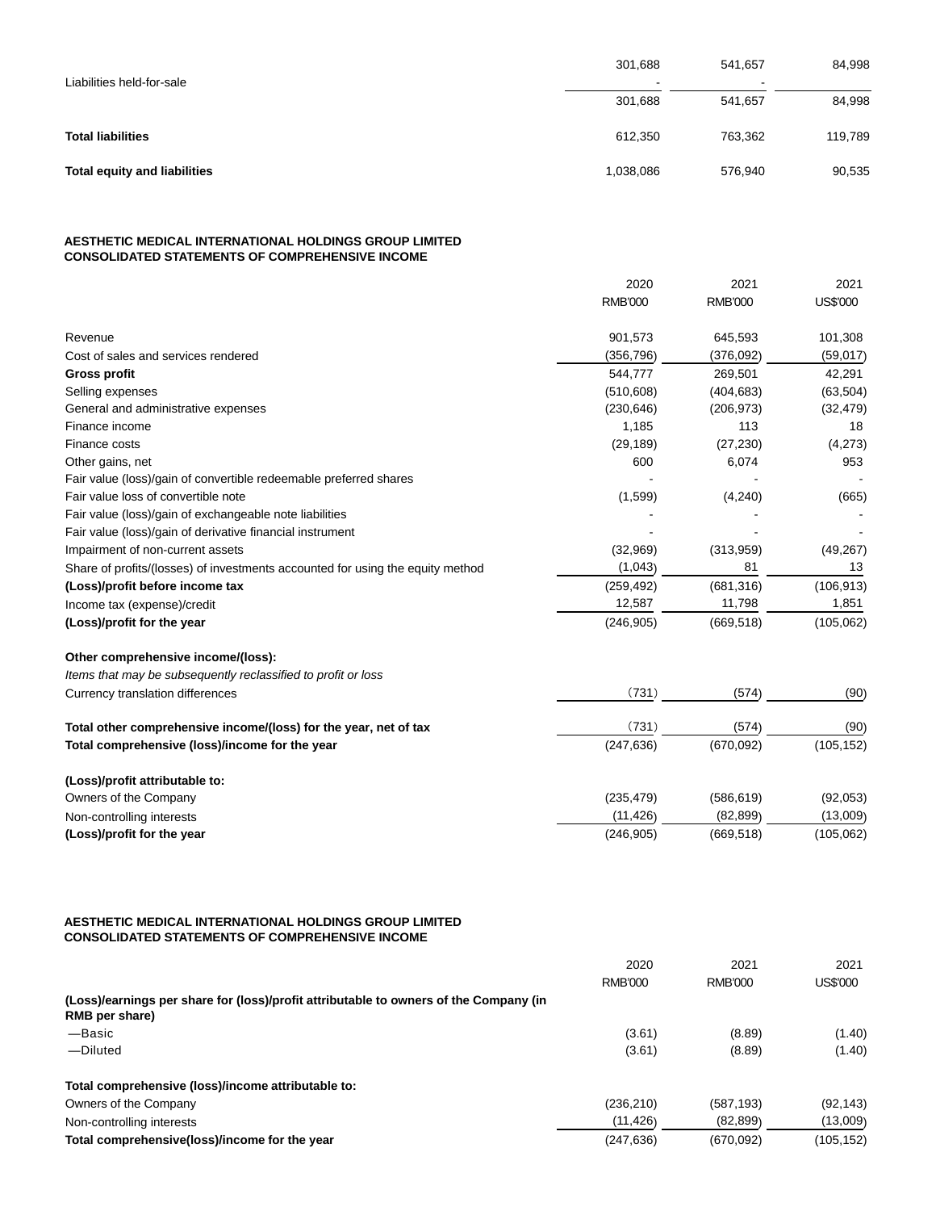| | | | |
|---|---|---|---|
| | 301,688 | 541,657 | 84,998 |
| Liabilities held-for-sale | - | - | |
| | 301,688 | 541,657 | 84,998 |
| **Total liabilities** | 612,350 | 763,362 | 119,789 |
| **Total equity and liabilities** | 1,038,086 | 576,940 | 90,535 |

**AESTHETIC MEDICAL INTERNATIONAL HOLDINGS GROUP LIMITED**
**CONSOLIDATED STATEMENTS OF COMPREHENSIVE INCOME**

| | 2020 | 2021 | 2021 |
|---|---|---|---|
| | RMB'000 | RMB'000 | US$'000 |
| Revenue | 901,573 | 645,593 | 101,308 |
| Cost of sales and services rendered | (356,796) | (376,092) | (59,017) |
| **Gross profit** | 544,777 | 269,501 | 42,291 |
| Selling expenses | (510,608) | (404,683) | (63,504) |
| General and administrative expenses | (230,646) | (206,973) | (32,479) |
| Finance income | 1,185 | 113 | 18 |
| Finance costs | (29,189) | (27,230) | (4,273) |
| Other gains, net | 600 | 6,074 | 953 |
| Fair value (loss)/gain of convertible redeemable preferred shares | - | - | - |
| Fair value loss of convertible note | (1,599) | (4,240) | (665) |
| Fair value (loss)/gain of exchangeable note liabilities | - | - | - |
| Fair value (loss)/gain of derivative financial instrument | - | - | - |
| Impairment of non-current assets | (32,969) | (313,959) | (49,267) |
| Share of profits/(losses) of investments accounted for using the equity method | (1,043) | 81 | 13 |
| **(Loss)/profit before income tax** | (259,492) | (681,316) | (106,913) |
| Income tax (expense)/credit | 12,587 | 11,798 | 1,851 |
| **(Loss)/profit for the year** | (246,905) | (669,518) | (105,062) |
| **Other comprehensive income/(loss):** | | | |
| *Items that may be subsequently reclassified to profit or loss* | | | |
| Currency translation differences | (731) | (574) | (90) |
| **Total other comprehensive income/(loss) for the year, net of tax** | (731) | (574) | (90) |
| **Total comprehensive (loss)/income for the year** | (247,636) | (670,092) | (105,152) |
| **(Loss)/profit attributable to:** | | | |
| Owners of the Company | (235,479) | (586,619) | (92,053) |
| Non-controlling interests | (11,426) | (82,899) | (13,009) |
| **(Loss)/profit for the year** | (246,905) | (669,518) | (105,062) |

**AESTHETIC MEDICAL INTERNATIONAL HOLDINGS GROUP LIMITED**
**CONSOLIDATED STATEMENTS OF COMPREHENSIVE INCOME**

| | 2020 | 2021 | 2021 |
|---|---|---|---|
| | RMB'000 | RMB'000 | US$'000 |
| **(Loss)/earnings per share for (loss)/profit attributable to owners of the Company (in RMB per share)** | | | |
| —Basic | (3.61) | (8.89) | (1.40) |
| —Diluted | (3.61) | (8.89) | (1.40) |
| **Total comprehensive (loss)/income attributable to:** | | | |
| Owners of the Company | (236,210) | (587,193) | (92,143) |
| Non-controlling interests | (11,426) | (82,899) | (13,009) |
| **Total comprehensive(loss)/income for the year** | (247,636) | (670,092) | (105,152) |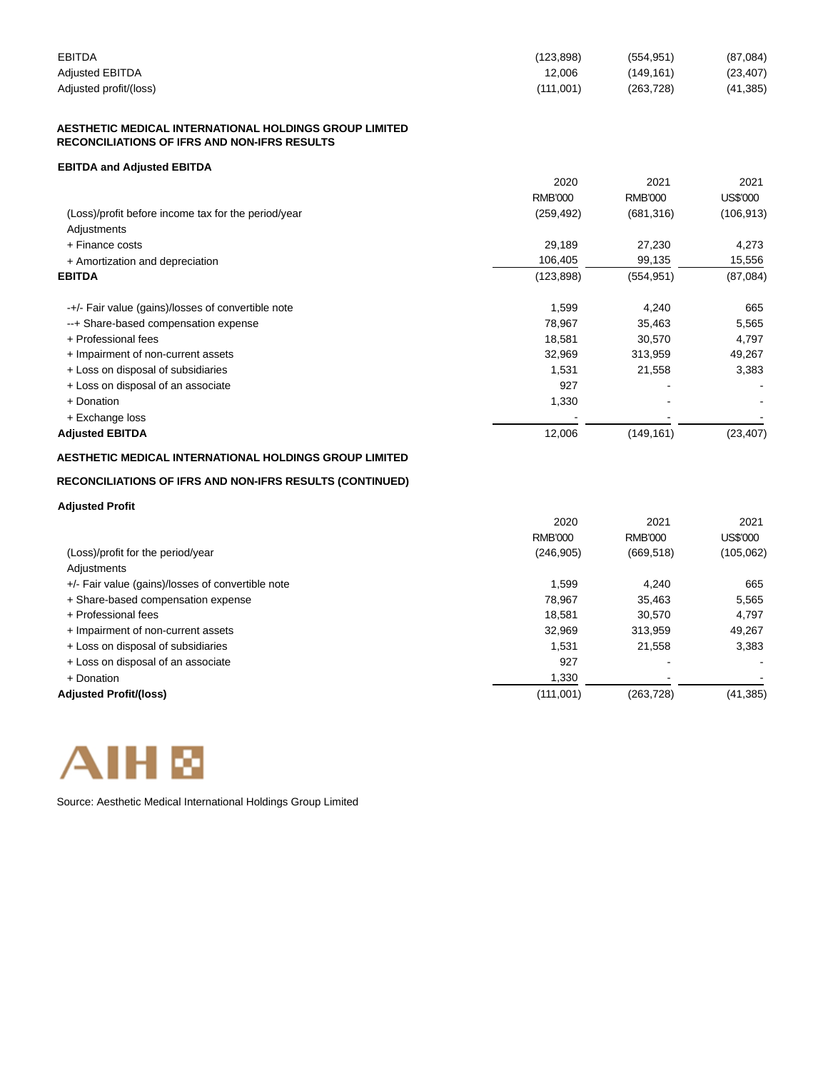| | | | |
|---|---|---|---|
| EBITDA | (123,898) | (554,951) | (87,084) |
| Adjusted EBITDA | 12,006 | (149,161) | (23,407) |
| Adjusted profit/(loss) | (111,001) | (263,728) | (41,385) |

**AESTHETIC MEDICAL INTERNATIONAL HOLDINGS GROUP LIMITED**
**RECONCILIATIONS OF IFRS AND NON-IFRS RESULTS**

**EBITDA and Adjusted EBITDA**

| | 2020 | 2021 | 2021 |
|---|---|---|---|
| | RMB'000 | RMB'000 | US$'000 |
| (Loss)/profit before income tax for the period/year | (259,492) | (681,316) | (106,913) |
| Adjustments | | | |
| + Finance costs | 29,189 | 27,230 | 4,273 |
| + Amortization and depreciation | 106,405 | 99,135 | 15,556 |
| **EBITDA** | (123,898) | (554,951) | (87,084) |
| -+/- Fair value (gains)/losses of convertible note | 1,599 | 4,240 | 665 |
| --+ Share-based compensation expense | 78,967 | 35,463 | 5,565 |
| + Professional fees | 18,581 | 30,570 | 4,797 |
| + Impairment of non-current assets | 32,969 | 313,959 | 49,267 |
| + Loss on disposal of subsidiaries | 1,531 | 21,558 | 3,383 |
| + Loss on disposal of an associate | 927 | - | - |
| + Donation | 1,330 | - | - |
| + Exchange loss | - | - | - |
| **Adjusted EBITDA** | 12,006 | (149,161) | (23,407) |

**AESTHETIC MEDICAL INTERNATIONAL HOLDINGS GROUP LIMITED**

**RECONCILIATIONS OF IFRS AND NON-IFRS RESULTS (CONTINUED)**

**Adjusted Profit**

| | 2020 | 2021 | 2021 |
|---|---|---|---|
| | RMB'000 | RMB'000 | US$'000 |
| (Loss)/profit for the period/year | (246,905) | (669,518) | (105,062) |
| Adjustments | | | |
| +/- Fair value (gains)/losses of convertible note | 1,599 | 4,240 | 665 |
| + Share-based compensation expense | 78,967 | 35,463 | 5,565 |
| + Professional fees | 18,581 | 30,570 | 4,797 |
| + Impairment of non-current assets | 32,969 | 313,959 | 49,267 |
| + Loss on disposal of subsidiaries | 1,531 | 21,558 | 3,383 |
| + Loss on disposal of an associate | 927 | - | - |
| + Donation | 1,330 | - | - |
| **Adjusted Profit/(loss)** | (111,001) | (263,728) | (41,385) |

AIH

Source: Aesthetic Medical International Holdings Group Limited